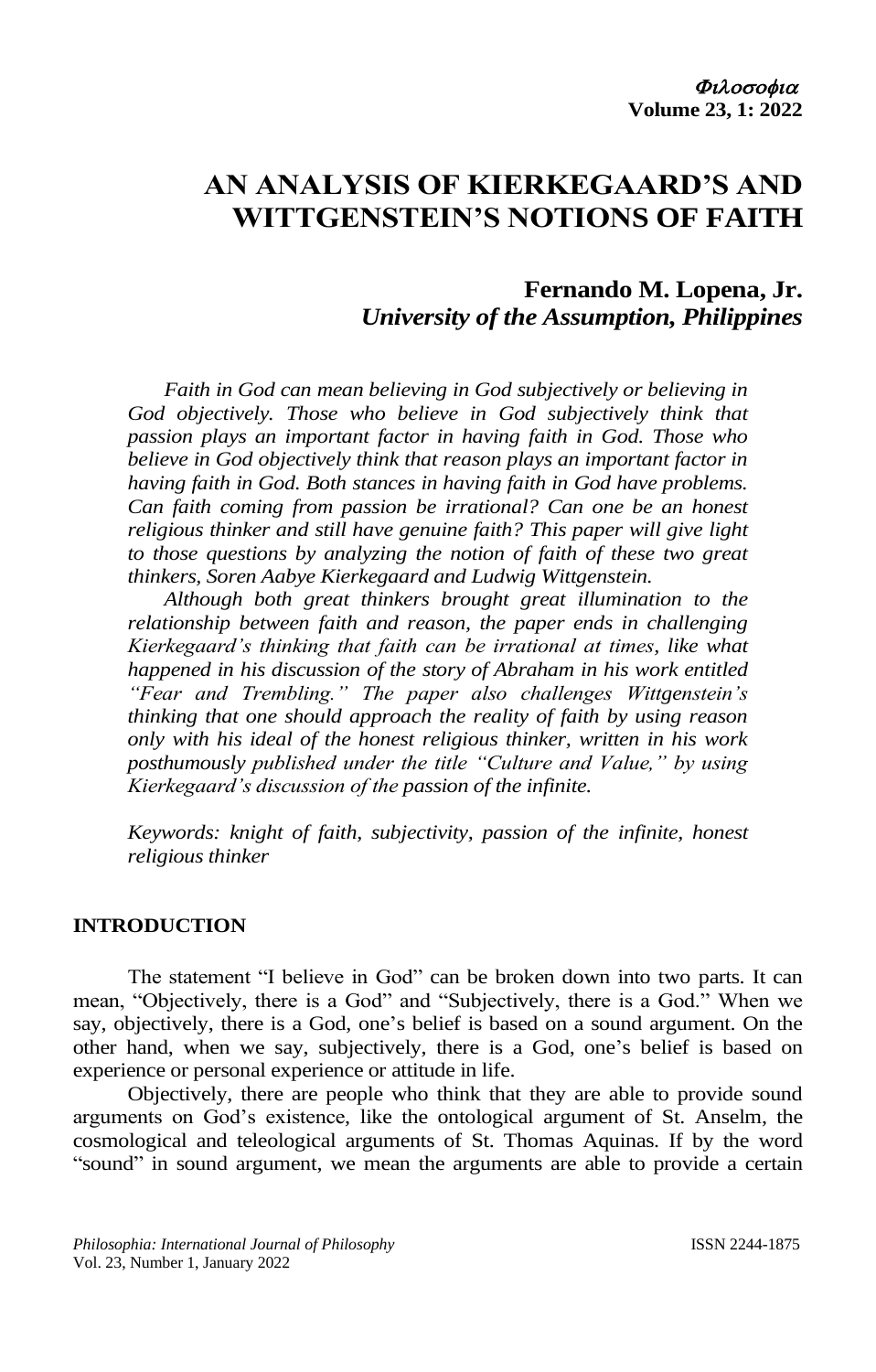# AN ANALYSIS OF KIERKEGAARD'S AND WITTGENSTEIN'S NOTIONS OF FAITH

**Fernando M. Lopena, Jr.**
***University of the Assumption, Philippines***

*Faith in God can mean believing in God subjectively or believing in God objectively. Those who believe in God subjectively think that passion plays an important factor in having faith in God. Those who believe in God objectively think that reason plays an important factor in having faith in God. Both stances in having faith in God have problems. Can faith coming from passion be irrational? Can one be an honest religious thinker and still have genuine faith? This paper will give light to those questions by analyzing the notion of faith of these two great thinkers, Soren Aabye Kierkegaard and Ludwig Wittgenstein.*

*Although both great thinkers brought great illumination to the relationship between faith and reason, the paper ends in challenging Kierkegaard's thinking that faith can be irrational at times, like what happened in his discussion of the story of Abraham in his work entitled "Fear and Trembling." The paper also challenges Wittgenstein's thinking that one should approach the reality of faith by using reason only with his ideal of the honest religious thinker, written in his work posthumously published under the title "Culture and Value," by using Kierkegaard's discussion of the passion of the infinite.*

*Keywords: knight of faith, subjectivity, passion of the infinite, honest religious thinker*

## INTRODUCTION

The statement "I believe in God" can be broken down into two parts. It can mean, "Objectively, there is a God" and "Subjectively, there is a God." When we say, objectively, there is a God, one's belief is based on a sound argument. On the other hand, when we say, subjectively, there is a God, one's belief is based on experience or personal experience or attitude in life.

Objectively, there are people who think that they are able to provide sound arguments on God's existence, like the ontological argument of St. Anselm, the cosmological and teleological arguments of St. Thomas Aquinas. If by the word "sound" in sound argument, we mean the arguments are able to provide a certain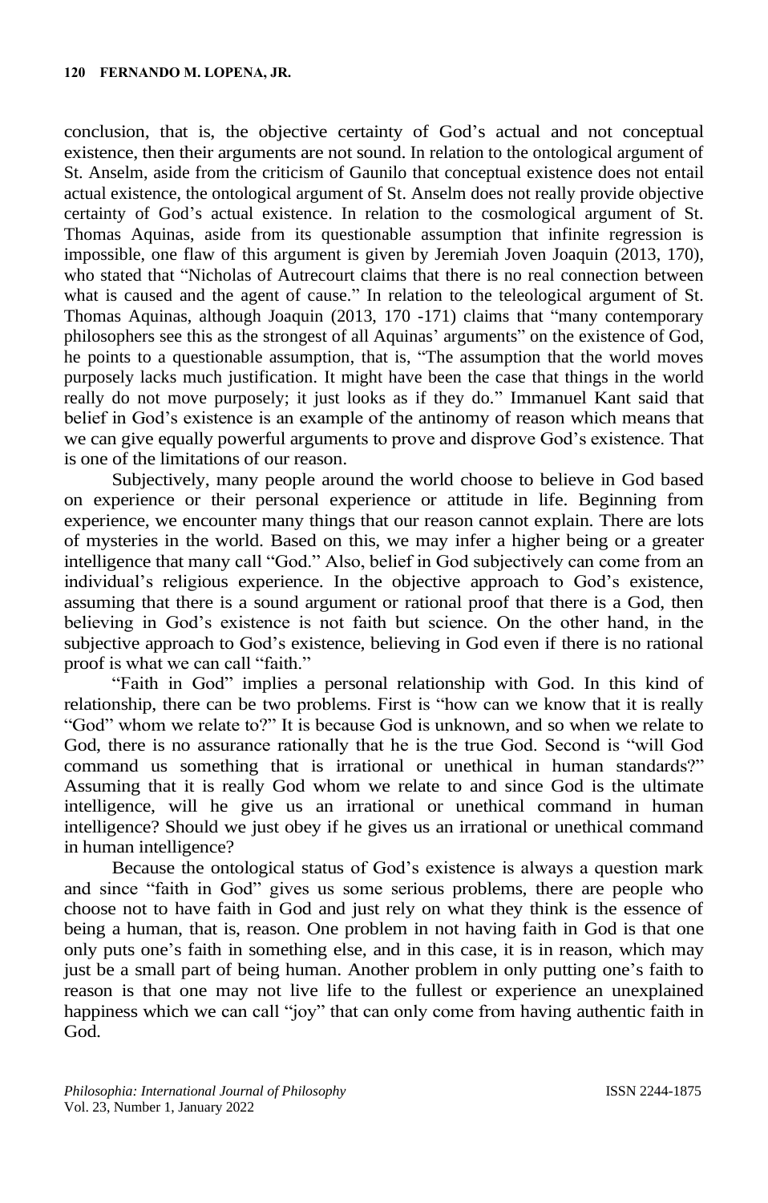conclusion, that is, the objective certainty of God's actual and not conceptual existence, then their arguments are not sound. In relation to the ontological argument of St. Anselm, aside from the criticism of Gaunilo that conceptual existence does not entail actual existence, the ontological argument of St. Anselm does not really provide objective certainty of God's actual existence. In relation to the cosmological argument of St. Thomas Aquinas, aside from its questionable assumption that infinite regression is impossible, one flaw of this argument is given by Jeremiah Joven Joaquin (2013, 170), who stated that "Nicholas of Autrecourt claims that there is no real connection between what is caused and the agent of cause." In relation to the teleological argument of St. Thomas Aquinas, although Joaquin (2013, 170 -171) claims that "many contemporary philosophers see this as the strongest of all Aquinas' arguments" on the existence of God, he points to a questionable assumption, that is, "The assumption that the world moves purposely lacks much justification. It might have been the case that things in the world really do not move purposely; it just looks as if they do." Immanuel Kant said that belief in God's existence is an example of the antinomy of reason which means that we can give equally powerful arguments to prove and disprove God's existence. That is one of the limitations of our reason.

Subjectively, many people around the world choose to believe in God based on experience or their personal experience or attitude in life. Beginning from experience, we encounter many things that our reason cannot explain. There are lots of mysteries in the world. Based on this, we may infer a higher being or a greater intelligence that many call "God." Also, belief in God subjectively can come from an individual's religious experience. In the objective approach to God's existence, assuming that there is a sound argument or rational proof that there is a God, then believing in God's existence is not faith but science. On the other hand, in the subjective approach to God's existence, believing in God even if there is no rational proof is what we can call "faith."

"Faith in God" implies a personal relationship with God. In this kind of relationship, there can be two problems. First is "how can we know that it is really "God" whom we relate to?" It is because God is unknown, and so when we relate to God, there is no assurance rationally that he is the true God. Second is "will God command us something that is irrational or unethical in human standards?" Assuming that it is really God whom we relate to and since God is the ultimate intelligence, will he give us an irrational or unethical command in human intelligence? Should we just obey if he gives us an irrational or unethical command in human intelligence?

Because the ontological status of God's existence is always a question mark and since "faith in God" gives us some serious problems, there are people who choose not to have faith in God and just rely on what they think is the essence of being a human, that is, reason. One problem in not having faith in God is that one only puts one's faith in something else, and in this case, it is in reason, which may just be a small part of being human. Another problem in only putting one's faith to reason is that one may not live life to the fullest or experience an unexplained happiness which we can call "joy" that can only come from having authentic faith in God.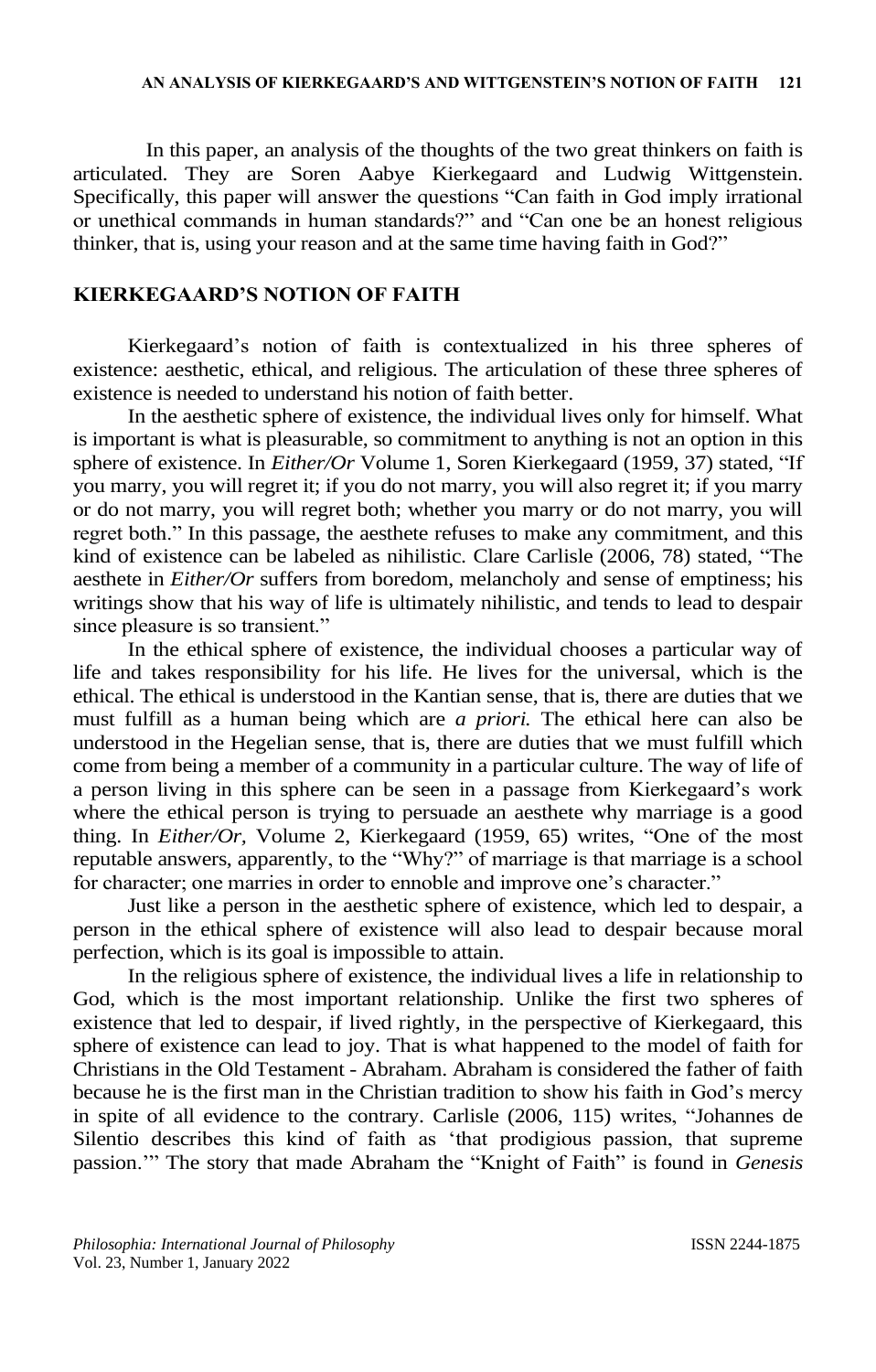In this paper, an analysis of the thoughts of the two great thinkers on faith is articulated. They are Soren Aabye Kierkegaard and Ludwig Wittgenstein. Specifically, this paper will answer the questions "Can faith in God imply irrational or unethical commands in human standards?" and "Can one be an honest religious thinker, that is, using your reason and at the same time having faith in God?"

## KIERKEGAARD'S NOTION OF FAITH

Kierkegaard's notion of faith is contextualized in his three spheres of existence: aesthetic, ethical, and religious. The articulation of these three spheres of existence is needed to understand his notion of faith better.

In the aesthetic sphere of existence, the individual lives only for himself. What is important is what is pleasurable, so commitment to anything is not an option in this sphere of existence. In *Either/Or* Volume 1, Soren Kierkegaard (1959, 37) stated, "If you marry, you will regret it; if you do not marry, you will also regret it; if you marry or do not marry, you will regret both; whether you marry or do not marry, you will regret both." In this passage, the aesthete refuses to make any commitment, and this kind of existence can be labeled as nihilistic. Clare Carlisle (2006, 78) stated, "The aesthete in *Either/Or* suffers from boredom, melancholy and sense of emptiness; his writings show that his way of life is ultimately nihilistic, and tends to lead to despair since pleasure is so transient."

In the ethical sphere of existence, the individual chooses a particular way of life and takes responsibility for his life. He lives for the universal, which is the ethical. The ethical is understood in the Kantian sense, that is, there are duties that we must fulfill as a human being which are *a priori.* The ethical here can also be understood in the Hegelian sense, that is, there are duties that we must fulfill which come from being a member of a community in a particular culture. The way of life of a person living in this sphere can be seen in a passage from Kierkegaard's work where the ethical person is trying to persuade an aesthete why marriage is a good thing. In *Either/Or*, Volume 2, Kierkegaard (1959, 65) writes, "One of the most reputable answers, apparently, to the "Why?" of marriage is that marriage is a school for character; one marries in order to ennoble and improve one's character."

Just like a person in the aesthetic sphere of existence, which led to despair, a person in the ethical sphere of existence will also lead to despair because moral perfection, which is its goal is impossible to attain.

In the religious sphere of existence, the individual lives a life in relationship to God, which is the most important relationship. Unlike the first two spheres of existence that led to despair, if lived rightly, in the perspective of Kierkegaard, this sphere of existence can lead to joy. That is what happened to the model of faith for Christians in the Old Testament - Abraham. Abraham is considered the father of faith because he is the first man in the Christian tradition to show his faith in God's mercy in spite of all evidence to the contrary. Carlisle (2006, 115) writes, "Johannes de Silentio describes this kind of faith as 'that prodigious passion, that supreme passion.'" The story that made Abraham the "Knight of Faith" is found in *Genesis*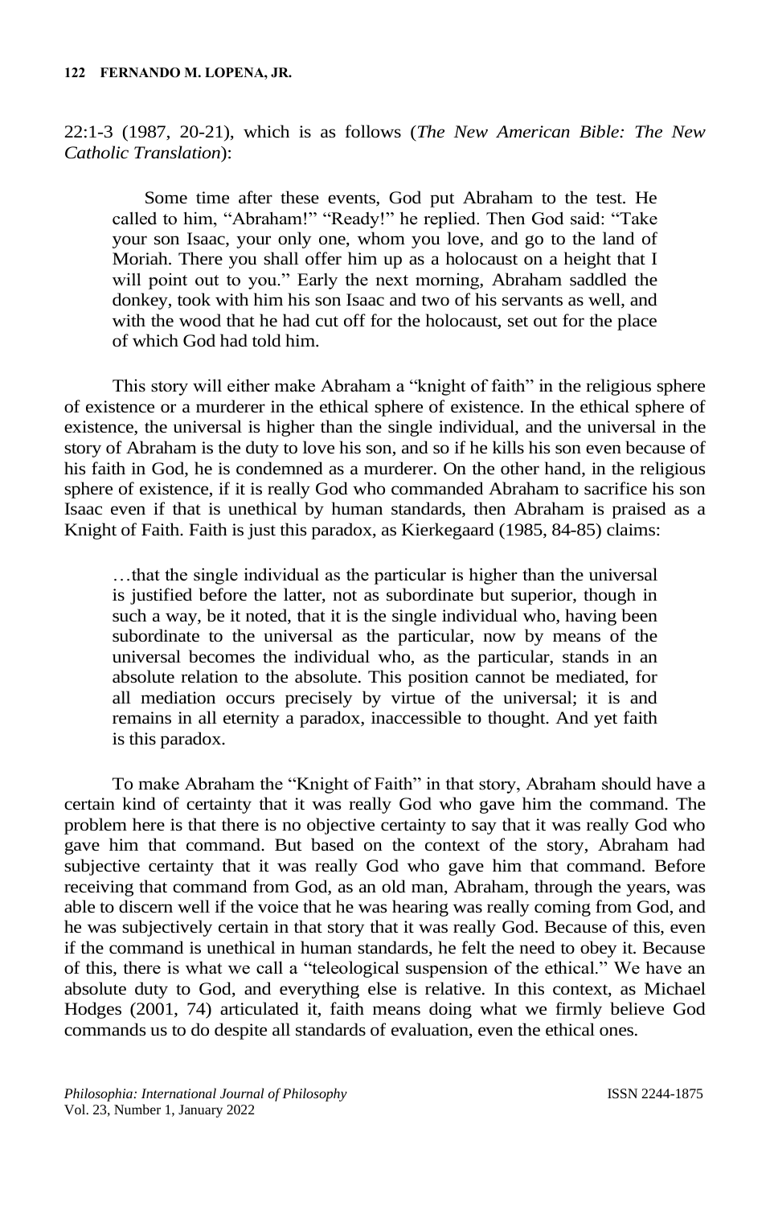22:1-3 (1987, 20-21), which is as follows (*The New American Bible: The New Catholic Translation*):

> Some time after these events, God put Abraham to the test. He called to him, "Abraham!" "Ready!" he replied. Then God said: "Take your son Isaac, your only one, whom you love, and go to the land of Moriah. There you shall offer him up as a holocaust on a height that I will point out to you." Early the next morning, Abraham saddled the donkey, took with him his son Isaac and two of his servants as well, and with the wood that he had cut off for the holocaust, set out for the place of which God had told him.

This story will either make Abraham a "knight of faith" in the religious sphere of existence or a murderer in the ethical sphere of existence. In the ethical sphere of existence, the universal is higher than the single individual, and the universal in the story of Abraham is the duty to love his son, and so if he kills his son even because of his faith in God, he is condemned as a murderer. On the other hand, in the religious sphere of existence, if it is really God who commanded Abraham to sacrifice his son Isaac even if that is unethical by human standards, then Abraham is praised as a Knight of Faith. Faith is just this paradox, as Kierkegaard (1985, 84-85) claims:

> …that the single individual as the particular is higher than the universal is justified before the latter, not as subordinate but superior, though in such a way, be it noted, that it is the single individual who, having been subordinate to the universal as the particular, now by means of the universal becomes the individual who, as the particular, stands in an absolute relation to the absolute. This position cannot be mediated, for all mediation occurs precisely by virtue of the universal; it is and remains in all eternity a paradox, inaccessible to thought. And yet faith is this paradox.

To make Abraham the "Knight of Faith" in that story, Abraham should have a certain kind of certainty that it was really God who gave him the command. The problem here is that there is no objective certainty to say that it was really God who gave him that command. But based on the context of the story, Abraham had subjective certainty that it was really God who gave him that command. Before receiving that command from God, as an old man, Abraham, through the years, was able to discern well if the voice that he was hearing was really coming from God, and he was subjectively certain in that story that it was really God. Because of this, even if the command is unethical in human standards, he felt the need to obey it. Because of this, there is what we call a "teleological suspension of the ethical." We have an absolute duty to God, and everything else is relative. In this context, as Michael Hodges (2001, 74) articulated it, faith means doing what we firmly believe God commands us to do despite all standards of evaluation, even the ethical ones.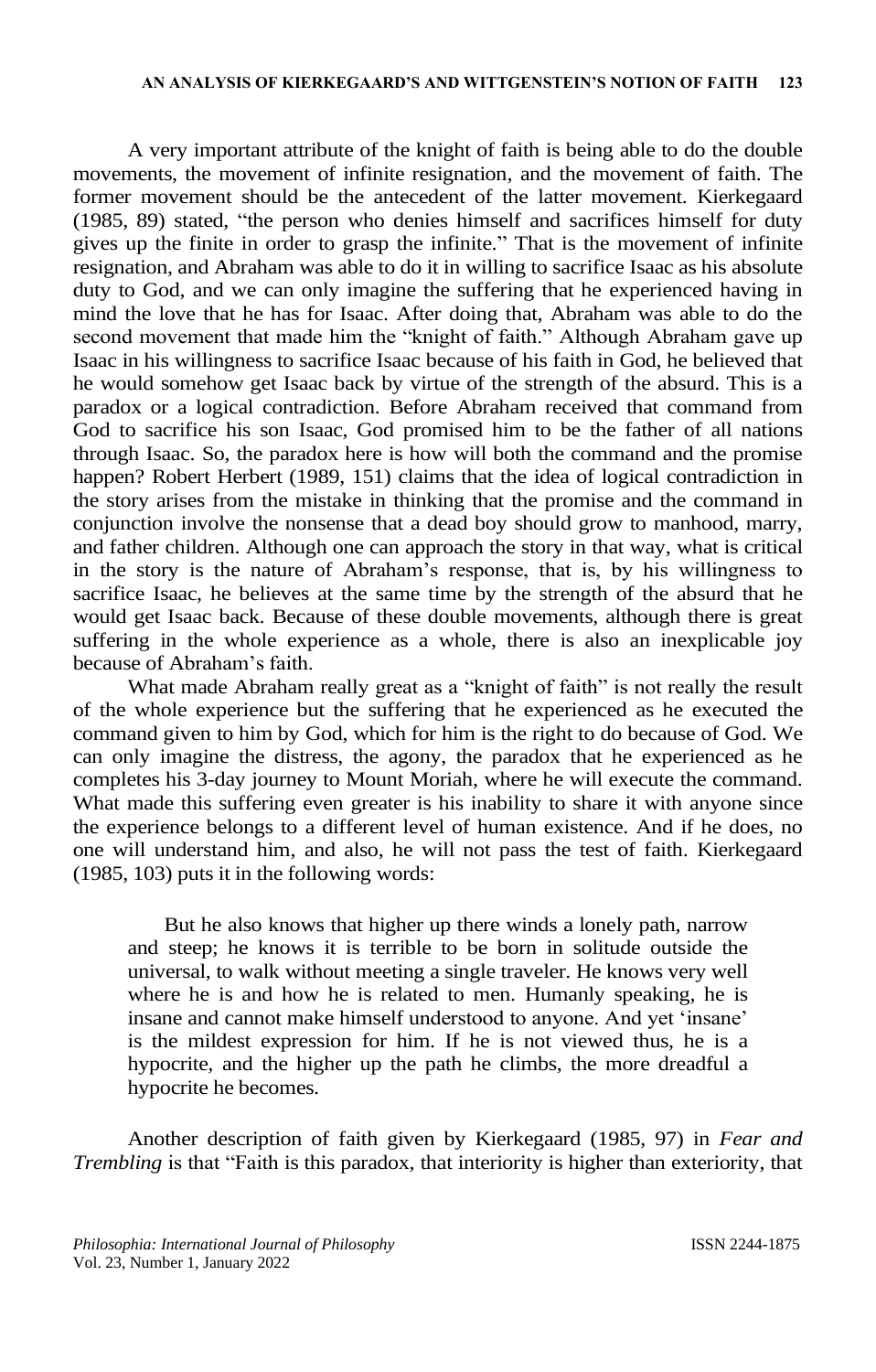A very important attribute of the knight of faith is being able to do the double movements, the movement of infinite resignation, and the movement of faith. The former movement should be the antecedent of the latter movement. Kierkegaard (1985, 89) stated, "the person who denies himself and sacrifices himself for duty gives up the finite in order to grasp the infinite." That is the movement of infinite resignation, and Abraham was able to do it in willing to sacrifice Isaac as his absolute duty to God, and we can only imagine the suffering that he experienced having in mind the love that he has for Isaac. After doing that, Abraham was able to do the second movement that made him the "knight of faith." Although Abraham gave up Isaac in his willingness to sacrifice Isaac because of his faith in God, he believed that he would somehow get Isaac back by virtue of the strength of the absurd. This is a paradox or a logical contradiction. Before Abraham received that command from God to sacrifice his son Isaac, God promised him to be the father of all nations through Isaac. So, the paradox here is how will both the command and the promise happen? Robert Herbert (1989, 151) claims that the idea of logical contradiction in the story arises from the mistake in thinking that the promise and the command in conjunction involve the nonsense that a dead boy should grow to manhood, marry, and father children. Although one can approach the story in that way, what is critical in the story is the nature of Abraham's response, that is, by his willingness to sacrifice Isaac, he believes at the same time by the strength of the absurd that he would get Isaac back. Because of these double movements, although there is great suffering in the whole experience as a whole, there is also an inexplicable joy because of Abraham's faith.

What made Abraham really great as a "knight of faith" is not really the result of the whole experience but the suffering that he experienced as he executed the command given to him by God, which for him is the right to do because of God. We can only imagine the distress, the agony, the paradox that he experienced as he completes his 3-day journey to Mount Moriah, where he will execute the command. What made this suffering even greater is his inability to share it with anyone since the experience belongs to a different level of human existence. And if he does, no one will understand him, and also, he will not pass the test of faith. Kierkegaard (1985, 103) puts it in the following words:

> But he also knows that higher up there winds a lonely path, narrow and steep; he knows it is terrible to be born in solitude outside the universal, to walk without meeting a single traveler. He knows very well where he is and how he is related to men. Humanly speaking, he is insane and cannot make himself understood to anyone. And yet 'insane' is the mildest expression for him. If he is not viewed thus, he is a hypocrite, and the higher up the path he climbs, the more dreadful a hypocrite he becomes.

Another description of faith given by Kierkegaard (1985, 97) in *Fear and Trembling* is that "Faith is this paradox, that interiority is higher than exteriority, that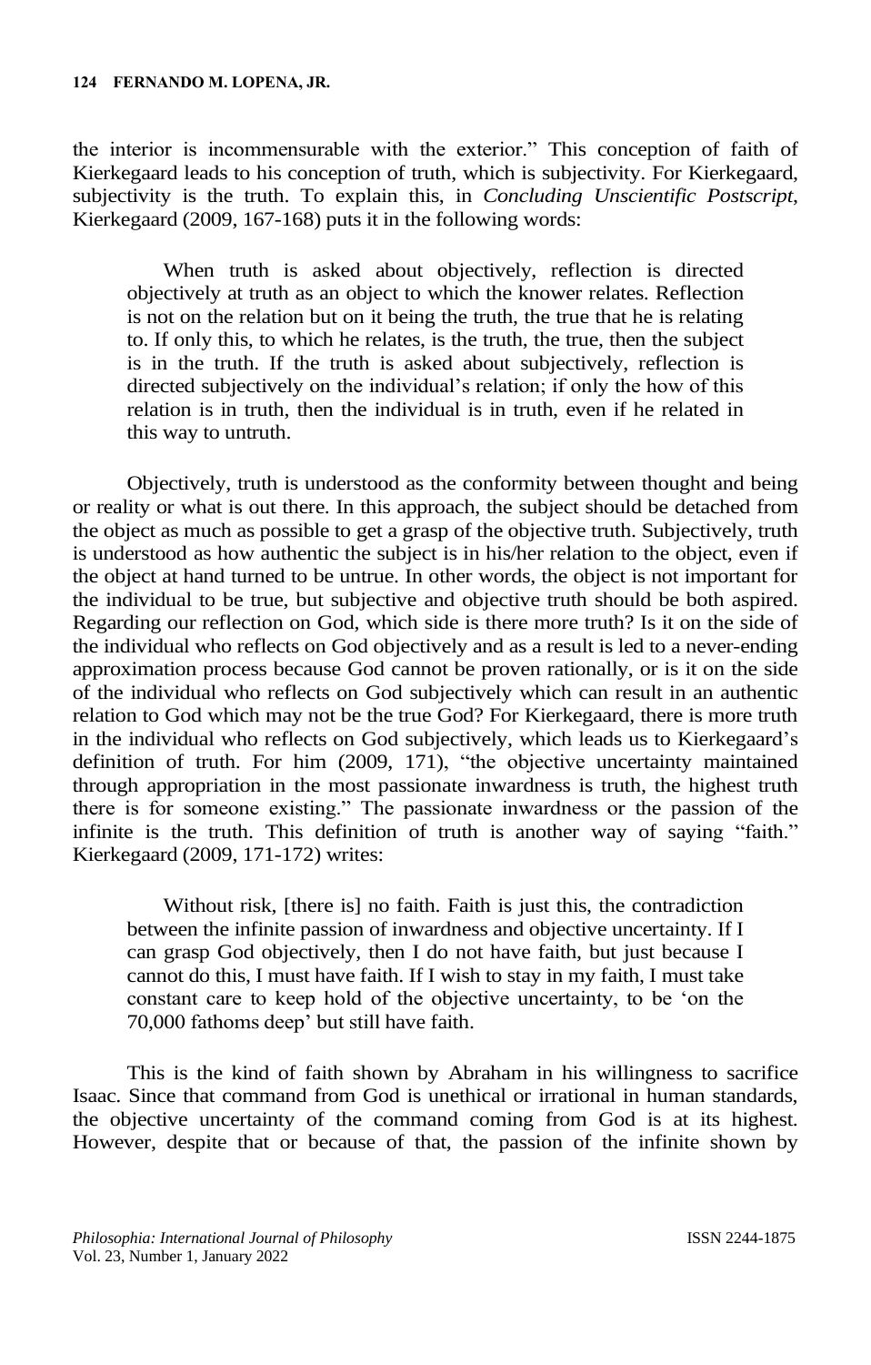the interior is incommensurable with the exterior." This conception of faith of Kierkegaard leads to his conception of truth, which is subjectivity. For Kierkegaard, subjectivity is the truth. To explain this, in *Concluding Unscientific Postscript*, Kierkegaard (2009, 167-168) puts it in the following words:

> When truth is asked about objectively, reflection is directed objectively at truth as an object to which the knower relates. Reflection is not on the relation but on it being the truth, the true that he is relating to. If only this, to which he relates, is the truth, the true, then the subject is in the truth. If the truth is asked about subjectively, reflection is directed subjectively on the individual's relation; if only the how of this relation is in truth, then the individual is in truth, even if he related in this way to untruth.

Objectively, truth is understood as the conformity between thought and being or reality or what is out there. In this approach, the subject should be detached from the object as much as possible to get a grasp of the objective truth. Subjectively, truth is understood as how authentic the subject is in his/her relation to the object, even if the object at hand turned to be untrue. In other words, the object is not important for the individual to be true, but subjective and objective truth should be both aspired. Regarding our reflection on God, which side is there more truth? Is it on the side of the individual who reflects on God objectively and as a result is led to a never-ending approximation process because God cannot be proven rationally, or is it on the side of the individual who reflects on God subjectively which can result in an authentic relation to God which may not be the true God? For Kierkegaard, there is more truth in the individual who reflects on God subjectively, which leads us to Kierkegaard's definition of truth. For him (2009, 171), "the objective uncertainty maintained through appropriation in the most passionate inwardness is truth, the highest truth there is for someone existing." The passionate inwardness or the passion of the infinite is the truth. This definition of truth is another way of saying "faith." Kierkegaard (2009, 171-172) writes:

> Without risk, [there is] no faith. Faith is just this, the contradiction between the infinite passion of inwardness and objective uncertainty. If I can grasp God objectively, then I do not have faith, but just because I cannot do this, I must have faith. If I wish to stay in my faith, I must take constant care to keep hold of the objective uncertainty, to be 'on the 70,000 fathoms deep' but still have faith.

This is the kind of faith shown by Abraham in his willingness to sacrifice Isaac. Since that command from God is unethical or irrational in human standards, the objective uncertainty of the command coming from God is at its highest. However, despite that or because of that, the passion of the infinite shown by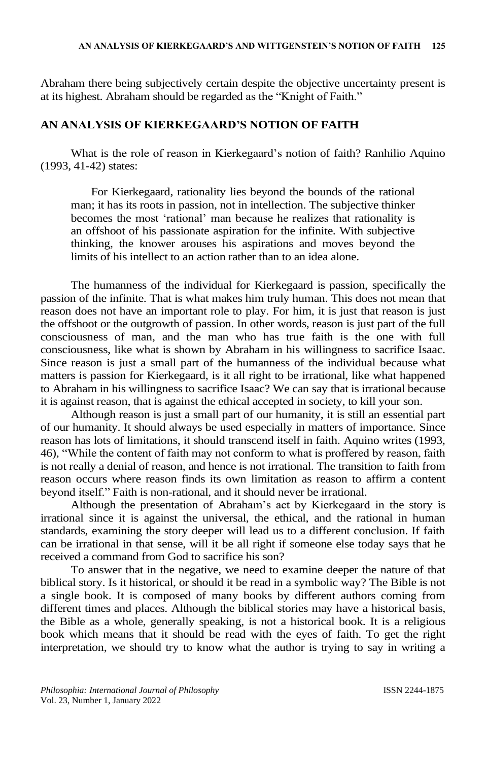Abraham there being subjectively certain despite the objective uncertainty present is at its highest. Abraham should be regarded as the "Knight of Faith."

## AN ANALYSIS OF KIERKEGAARD'S NOTION OF FAITH

What is the role of reason in Kierkegaard's notion of faith? Ranhilio Aquino (1993, 41-42) states:

> For Kierkegaard, rationality lies beyond the bounds of the rational man; it has its roots in passion, not in intellection. The subjective thinker becomes the most 'rational' man because he realizes that rationality is an offshoot of his passionate aspiration for the infinite. With subjective thinking, the knower arouses his aspirations and moves beyond the limits of his intellect to an action rather than to an idea alone.

The humanness of the individual for Kierkegaard is passion, specifically the passion of the infinite. That is what makes him truly human. This does not mean that reason does not have an important role to play. For him, it is just that reason is just the offshoot or the outgrowth of passion. In other words, reason is just part of the full consciousness of man, and the man who has true faith is the one with full consciousness, like what is shown by Abraham in his willingness to sacrifice Isaac. Since reason is just a small part of the humanness of the individual because what matters is passion for Kierkegaard, is it all right to be irrational, like what happened to Abraham in his willingness to sacrifice Isaac? We can say that is irrational because it is against reason, that is against the ethical accepted in society, to kill your son.

Although reason is just a small part of our humanity, it is still an essential part of our humanity. It should always be used especially in matters of importance. Since reason has lots of limitations, it should transcend itself in faith. Aquino writes (1993, 46), "While the content of faith may not conform to what is proffered by reason, faith is not really a denial of reason, and hence is not irrational. The transition to faith from reason occurs where reason finds its own limitation as reason to affirm a content beyond itself." Faith is non-rational, and it should never be irrational.

Although the presentation of Abraham's act by Kierkegaard in the story is irrational since it is against the universal, the ethical, and the rational in human standards, examining the story deeper will lead us to a different conclusion. If faith can be irrational in that sense, will it be all right if someone else today says that he received a command from God to sacrifice his son?

To answer that in the negative, we need to examine deeper the nature of that biblical story. Is it historical, or should it be read in a symbolic way? The Bible is not a single book. It is composed of many books by different authors coming from different times and places. Although the biblical stories may have a historical basis, the Bible as a whole, generally speaking, is not a historical book. It is a religious book which means that it should be read with the eyes of faith. To get the right interpretation, we should try to know what the author is trying to say in writing a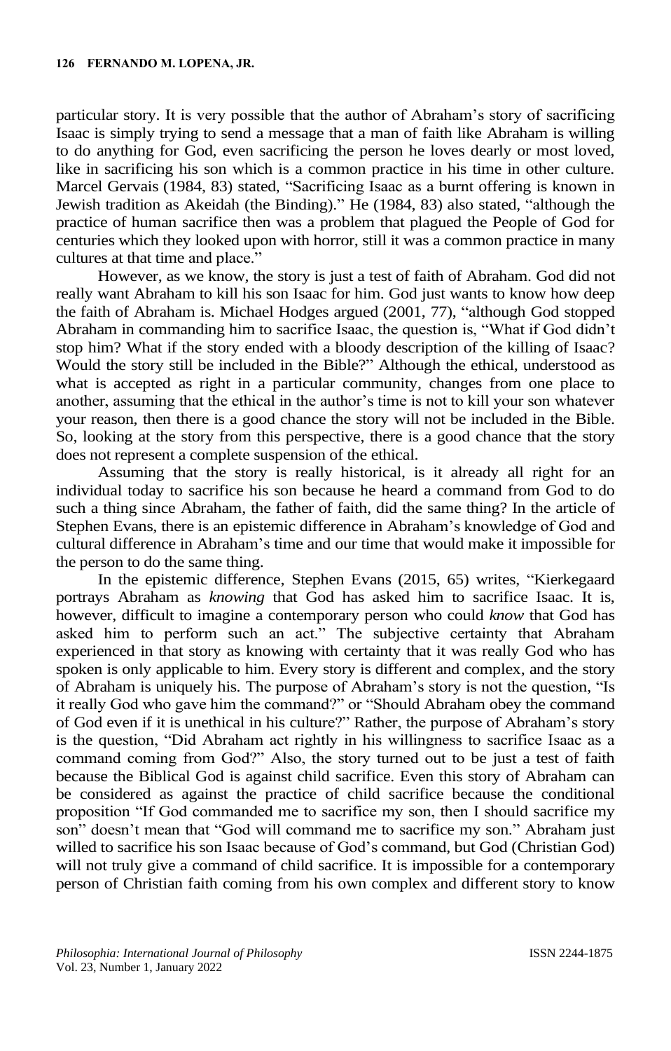particular story. It is very possible that the author of Abraham's story of sacrificing Isaac is simply trying to send a message that a man of faith like Abraham is willing to do anything for God, even sacrificing the person he loves dearly or most loved, like in sacrificing his son which is a common practice in his time in other culture. Marcel Gervais (1984, 83) stated, "Sacrificing Isaac as a burnt offering is known in Jewish tradition as Akeidah (the Binding)." He (1984, 83) also stated, "although the practice of human sacrifice then was a problem that plagued the People of God for centuries which they looked upon with horror, still it was a common practice in many cultures at that time and place."

However, as we know, the story is just a test of faith of Abraham. God did not really want Abraham to kill his son Isaac for him. God just wants to know how deep the faith of Abraham is. Michael Hodges argued (2001, 77), "although God stopped Abraham in commanding him to sacrifice Isaac, the question is, "What if God didn't stop him? What if the story ended with a bloody description of the killing of Isaac? Would the story still be included in the Bible?" Although the ethical, understood as what is accepted as right in a particular community, changes from one place to another, assuming that the ethical in the author's time is not to kill your son whatever your reason, then there is a good chance the story will not be included in the Bible. So, looking at the story from this perspective, there is a good chance that the story does not represent a complete suspension of the ethical.

Assuming that the story is really historical, is it already all right for an individual today to sacrifice his son because he heard a command from God to do such a thing since Abraham, the father of faith, did the same thing? In the article of Stephen Evans, there is an epistemic difference in Abraham's knowledge of God and cultural difference in Abraham's time and our time that would make it impossible for the person to do the same thing.

In the epistemic difference, Stephen Evans (2015, 65) writes, "Kierkegaard portrays Abraham as *knowing* that God has asked him to sacrifice Isaac. It is, however, difficult to imagine a contemporary person who could *know* that God has asked him to perform such an act." The subjective certainty that Abraham experienced in that story as knowing with certainty that it was really God who has spoken is only applicable to him. Every story is different and complex, and the story of Abraham is uniquely his. The purpose of Abraham's story is not the question, "Is it really God who gave him the command?" or "Should Abraham obey the command of God even if it is unethical in his culture?" Rather, the purpose of Abraham's story is the question, "Did Abraham act rightly in his willingness to sacrifice Isaac as a command coming from God?" Also, the story turned out to be just a test of faith because the Biblical God is against child sacrifice. Even this story of Abraham can be considered as against the practice of child sacrifice because the conditional proposition "If God commanded me to sacrifice my son, then I should sacrifice my son" doesn't mean that "God will command me to sacrifice my son." Abraham just willed to sacrifice his son Isaac because of God's command, but God (Christian God) will not truly give a command of child sacrifice. It is impossible for a contemporary person of Christian faith coming from his own complex and different story to know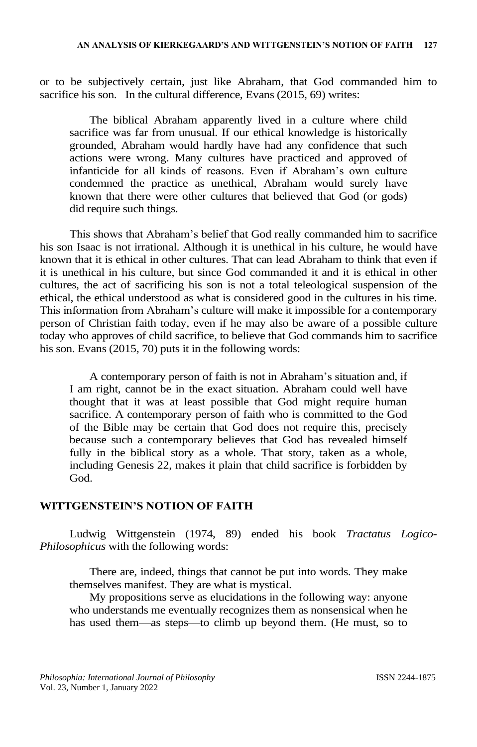or to be subjectively certain, just like Abraham, that God commanded him to sacrifice his son. In the cultural difference, Evans (2015, 69) writes:

> The biblical Abraham apparently lived in a culture where child sacrifice was far from unusual. If our ethical knowledge is historically grounded, Abraham would hardly have had any confidence that such actions were wrong. Many cultures have practiced and approved of infanticide for all kinds of reasons. Even if Abraham's own culture condemned the practice as unethical, Abraham would surely have known that there were other cultures that believed that God (or gods) did require such things.

This shows that Abraham's belief that God really commanded him to sacrifice his son Isaac is not irrational. Although it is unethical in his culture, he would have known that it is ethical in other cultures. That can lead Abraham to think that even if it is unethical in his culture, but since God commanded it and it is ethical in other cultures, the act of sacrificing his son is not a total teleological suspension of the ethical, the ethical understood as what is considered good in the cultures in his time. This information from Abraham's culture will make it impossible for a contemporary person of Christian faith today, even if he may also be aware of a possible culture today who approves of child sacrifice, to believe that God commands him to sacrifice his son. Evans (2015, 70) puts it in the following words:

> A contemporary person of faith is not in Abraham's situation and, if I am right, cannot be in the exact situation. Abraham could well have thought that it was at least possible that God might require human sacrifice. A contemporary person of faith who is committed to the God of the Bible may be certain that God does not require this, precisely because such a contemporary believes that God has revealed himself fully in the biblical story as a whole. That story, taken as a whole, including Genesis 22, makes it plain that child sacrifice is forbidden by God.

## WITTGENSTEIN'S NOTION OF FAITH

Ludwig Wittgenstein (1974, 89) ended his book *Tractatus Logico-Philosophicus* with the following words:

> There are, indeed, things that cannot be put into words. They make themselves manifest. They are what is mystical.
>
> My propositions serve as elucidations in the following way: anyone who understands me eventually recognizes them as nonsensical when he has used them—as steps—to climb up beyond them. (He must, so to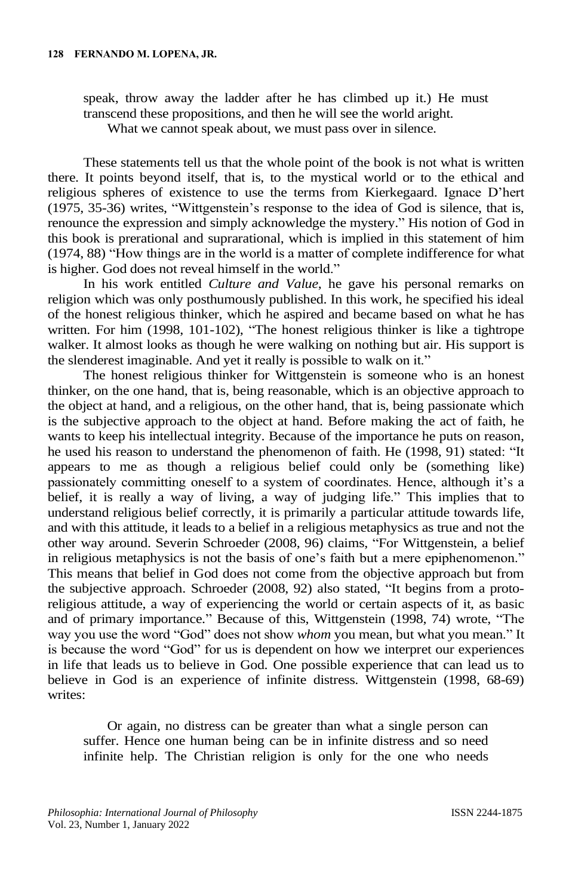speak, throw away the ladder after he has climbed up it.) He must transcend these propositions, and then he will see the world aright.

What we cannot speak about, we must pass over in silence.

These statements tell us that the whole point of the book is not what is written there. It points beyond itself, that is, to the mystical world or to the ethical and religious spheres of existence to use the terms from Kierkegaard. Ignace D'hert (1975, 35-36) writes, "Wittgenstein's response to the idea of God is silence, that is, renounce the expression and simply acknowledge the mystery." His notion of God in this book is prerational and suprarational, which is implied in this statement of him (1974, 88) "How things are in the world is a matter of complete indifference for what is higher. God does not reveal himself in the world."

In his work entitled *Culture and Value*, he gave his personal remarks on religion which was only posthumously published. In this work, he specified his ideal of the honest religious thinker, which he aspired and became based on what he has written. For him (1998, 101-102), "The honest religious thinker is like a tightrope walker. It almost looks as though he were walking on nothing but air. His support is the slenderest imaginable. And yet it really is possible to walk on it."

The honest religious thinker for Wittgenstein is someone who is an honest thinker, on the one hand, that is, being reasonable, which is an objective approach to the object at hand, and a religious, on the other hand, that is, being passionate which is the subjective approach to the object at hand. Before making the act of faith, he wants to keep his intellectual integrity. Because of the importance he puts on reason, he used his reason to understand the phenomenon of faith. He (1998, 91) stated: "It appears to me as though a religious belief could only be (something like) passionately committing oneself to a system of coordinates. Hence, although it's a belief, it is really a way of living, a way of judging life." This implies that to understand religious belief correctly, it is primarily a particular attitude towards life, and with this attitude, it leads to a belief in a religious metaphysics as true and not the other way around. Severin Schroeder (2008, 96) claims, "For Wittgenstein, a belief in religious metaphysics is not the basis of one's faith but a mere epiphenomenon." This means that belief in God does not come from the objective approach but from the subjective approach. Schroeder (2008, 92) also stated, "It begins from a proto-religious attitude, a way of experiencing the world or certain aspects of it, as basic and of primary importance." Because of this, Wittgenstein (1998, 74) wrote, "The way you use the word "God" does not show *whom* you mean, but what you mean." It is because the word "God" for us is dependent on how we interpret our experiences in life that leads us to believe in God. One possible experience that can lead us to believe in God is an experience of infinite distress. Wittgenstein (1998, 68-69) writes:

> Or again, no distress can be greater than what a single person can suffer. Hence one human being can be in infinite distress and so need infinite help. The Christian religion is only for the one who needs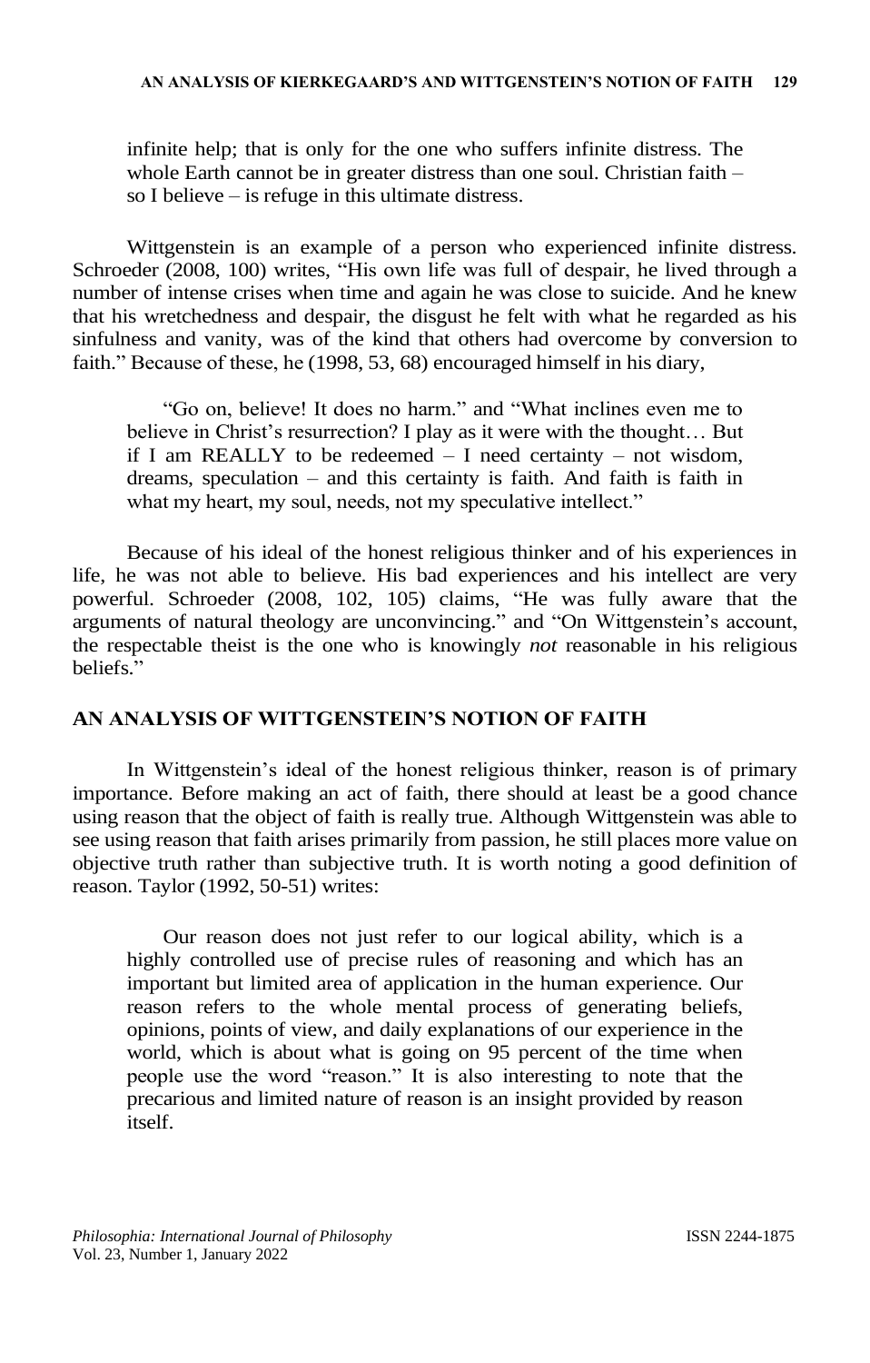> infinite help; that is only for the one who suffers infinite distress. The whole Earth cannot be in greater distress than one soul. Christian faith – so I believe – is refuge in this ultimate distress.

Wittgenstein is an example of a person who experienced infinite distress. Schroeder (2008, 100) writes, "His own life was full of despair, he lived through a number of intense crises when time and again he was close to suicide. And he knew that his wretchedness and despair, the disgust he felt with what he regarded as his sinfulness and vanity, was of the kind that others had overcome by conversion to faith." Because of these, he (1998, 53, 68) encouraged himself in his diary,

> "Go on, believe! It does no harm." and "What inclines even me to believe in Christ's resurrection? I play as it were with the thought… But if I am REALLY to be redeemed – I need certainty – not wisdom, dreams, speculation – and this certainty is faith. And faith is faith in what my heart, my soul, needs, not my speculative intellect."

Because of his ideal of the honest religious thinker and of his experiences in life, he was not able to believe. His bad experiences and his intellect are very powerful. Schroeder (2008, 102, 105) claims, "He was fully aware that the arguments of natural theology are unconvincing." and "On Wittgenstein's account, the respectable theist is the one who is knowingly *not* reasonable in his religious beliefs."

## AN ANALYSIS OF WITTGENSTEIN'S NOTION OF FAITH

In Wittgenstein's ideal of the honest religious thinker, reason is of primary importance. Before making an act of faith, there should at least be a good chance using reason that the object of faith is really true. Although Wittgenstein was able to see using reason that faith arises primarily from passion, he still places more value on objective truth rather than subjective truth. It is worth noting a good definition of reason. Taylor (1992, 50-51) writes:

> Our reason does not just refer to our logical ability, which is a highly controlled use of precise rules of reasoning and which has an important but limited area of application in the human experience. Our reason refers to the whole mental process of generating beliefs, opinions, points of view, and daily explanations of our experience in the world, which is about what is going on 95 percent of the time when people use the word "reason." It is also interesting to note that the precarious and limited nature of reason is an insight provided by reason itself.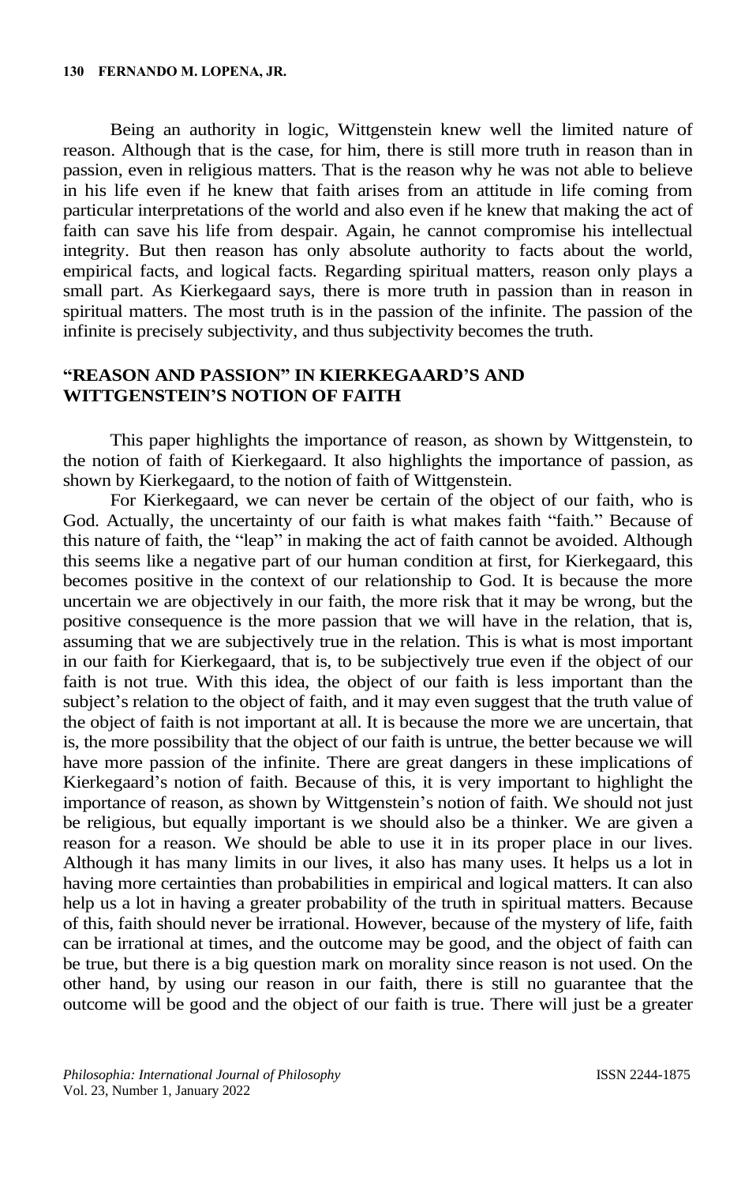Being an authority in logic, Wittgenstein knew well the limited nature of reason. Although that is the case, for him, there is still more truth in reason than in passion, even in religious matters. That is the reason why he was not able to believe in his life even if he knew that faith arises from an attitude in life coming from particular interpretations of the world and also even if he knew that making the act of faith can save his life from despair. Again, he cannot compromise his intellectual integrity. But then reason has only absolute authority to facts about the world, empirical facts, and logical facts. Regarding spiritual matters, reason only plays a small part. As Kierkegaard says, there is more truth in passion than in reason in spiritual matters. The most truth is in the passion of the infinite. The passion of the infinite is precisely subjectivity, and thus subjectivity becomes the truth.

## "REASON AND PASSION" IN KIERKEGAARD'S AND WITTGENSTEIN'S NOTION OF FAITH

This paper highlights the importance of reason, as shown by Wittgenstein, to the notion of faith of Kierkegaard. It also highlights the importance of passion, as shown by Kierkegaard, to the notion of faith of Wittgenstein.

For Kierkegaard, we can never be certain of the object of our faith, who is God. Actually, the uncertainty of our faith is what makes faith "faith." Because of this nature of faith, the "leap" in making the act of faith cannot be avoided. Although this seems like a negative part of our human condition at first, for Kierkegaard, this becomes positive in the context of our relationship to God. It is because the more uncertain we are objectively in our faith, the more risk that it may be wrong, but the positive consequence is the more passion that we will have in the relation, that is, assuming that we are subjectively true in the relation. This is what is most important in our faith for Kierkegaard, that is, to be subjectively true even if the object of our faith is not true. With this idea, the object of our faith is less important than the subject's relation to the object of faith, and it may even suggest that the truth value of the object of faith is not important at all. It is because the more we are uncertain, that is, the more possibility that the object of our faith is untrue, the better because we will have more passion of the infinite. There are great dangers in these implications of Kierkegaard's notion of faith. Because of this, it is very important to highlight the importance of reason, as shown by Wittgenstein's notion of faith. We should not just be religious, but equally important is we should also be a thinker. We are given a reason for a reason. We should be able to use it in its proper place in our lives. Although it has many limits in our lives, it also has many uses. It helps us a lot in having more certainties than probabilities in empirical and logical matters. It can also help us a lot in having a greater probability of the truth in spiritual matters. Because of this, faith should never be irrational. However, because of the mystery of life, faith can be irrational at times, and the outcome may be good, and the object of faith can be true, but there is a big question mark on morality since reason is not used. On the other hand, by using our reason in our faith, there is still no guarantee that the outcome will be good and the object of our faith is true. There will just be a greater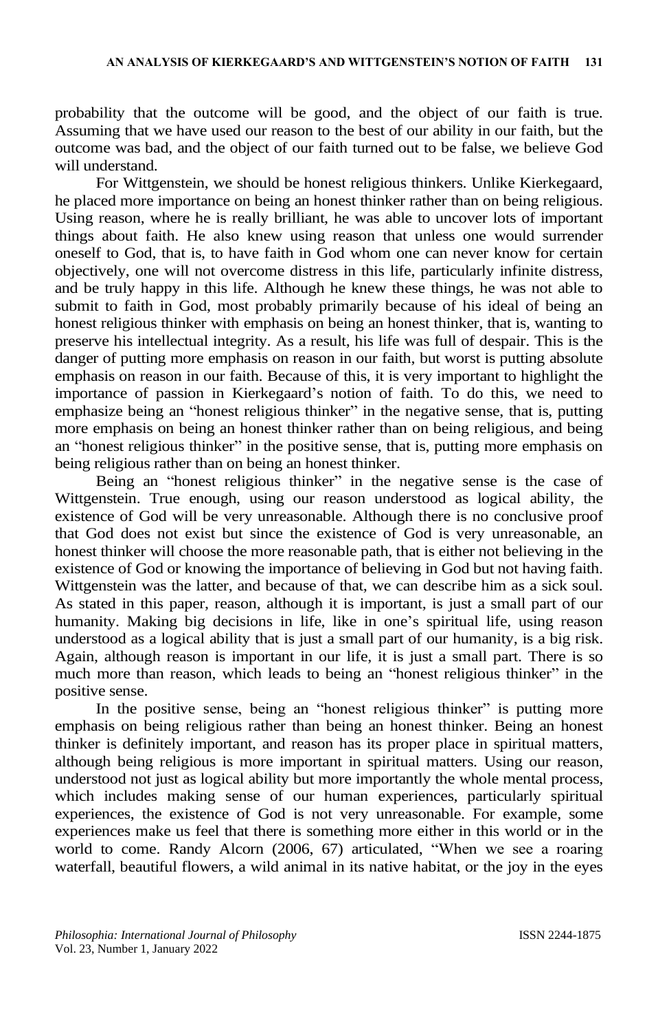probability that the outcome will be good, and the object of our faith is true. Assuming that we have used our reason to the best of our ability in our faith, but the outcome was bad, and the object of our faith turned out to be false, we believe God will understand.

For Wittgenstein, we should be honest religious thinkers. Unlike Kierkegaard, he placed more importance on being an honest thinker rather than on being religious. Using reason, where he is really brilliant, he was able to uncover lots of important things about faith. He also knew using reason that unless one would surrender oneself to God, that is, to have faith in God whom one can never know for certain objectively, one will not overcome distress in this life, particularly infinite distress, and be truly happy in this life. Although he knew these things, he was not able to submit to faith in God, most probably primarily because of his ideal of being an honest religious thinker with emphasis on being an honest thinker, that is, wanting to preserve his intellectual integrity. As a result, his life was full of despair. This is the danger of putting more emphasis on reason in our faith, but worst is putting absolute emphasis on reason in our faith. Because of this, it is very important to highlight the importance of passion in Kierkegaard's notion of faith. To do this, we need to emphasize being an "honest religious thinker" in the negative sense, that is, putting more emphasis on being an honest thinker rather than on being religious, and being an "honest religious thinker" in the positive sense, that is, putting more emphasis on being religious rather than on being an honest thinker.

Being an "honest religious thinker" in the negative sense is the case of Wittgenstein. True enough, using our reason understood as logical ability, the existence of God will be very unreasonable. Although there is no conclusive proof that God does not exist but since the existence of God is very unreasonable, an honest thinker will choose the more reasonable path, that is either not believing in the existence of God or knowing the importance of believing in God but not having faith. Wittgenstein was the latter, and because of that, we can describe him as a sick soul. As stated in this paper, reason, although it is important, is just a small part of our humanity. Making big decisions in life, like in one's spiritual life, using reason understood as a logical ability that is just a small part of our humanity, is a big risk. Again, although reason is important in our life, it is just a small part. There is so much more than reason, which leads to being an "honest religious thinker" in the positive sense.

In the positive sense, being an "honest religious thinker" is putting more emphasis on being religious rather than being an honest thinker. Being an honest thinker is definitely important, and reason has its proper place in spiritual matters, although being religious is more important in spiritual matters. Using our reason, understood not just as logical ability but more importantly the whole mental process, which includes making sense of our human experiences, particularly spiritual experiences, the existence of God is not very unreasonable. For example, some experiences make us feel that there is something more either in this world or in the world to come. Randy Alcorn (2006, 67) articulated, "When we see a roaring waterfall, beautiful flowers, a wild animal in its native habitat, or the joy in the eyes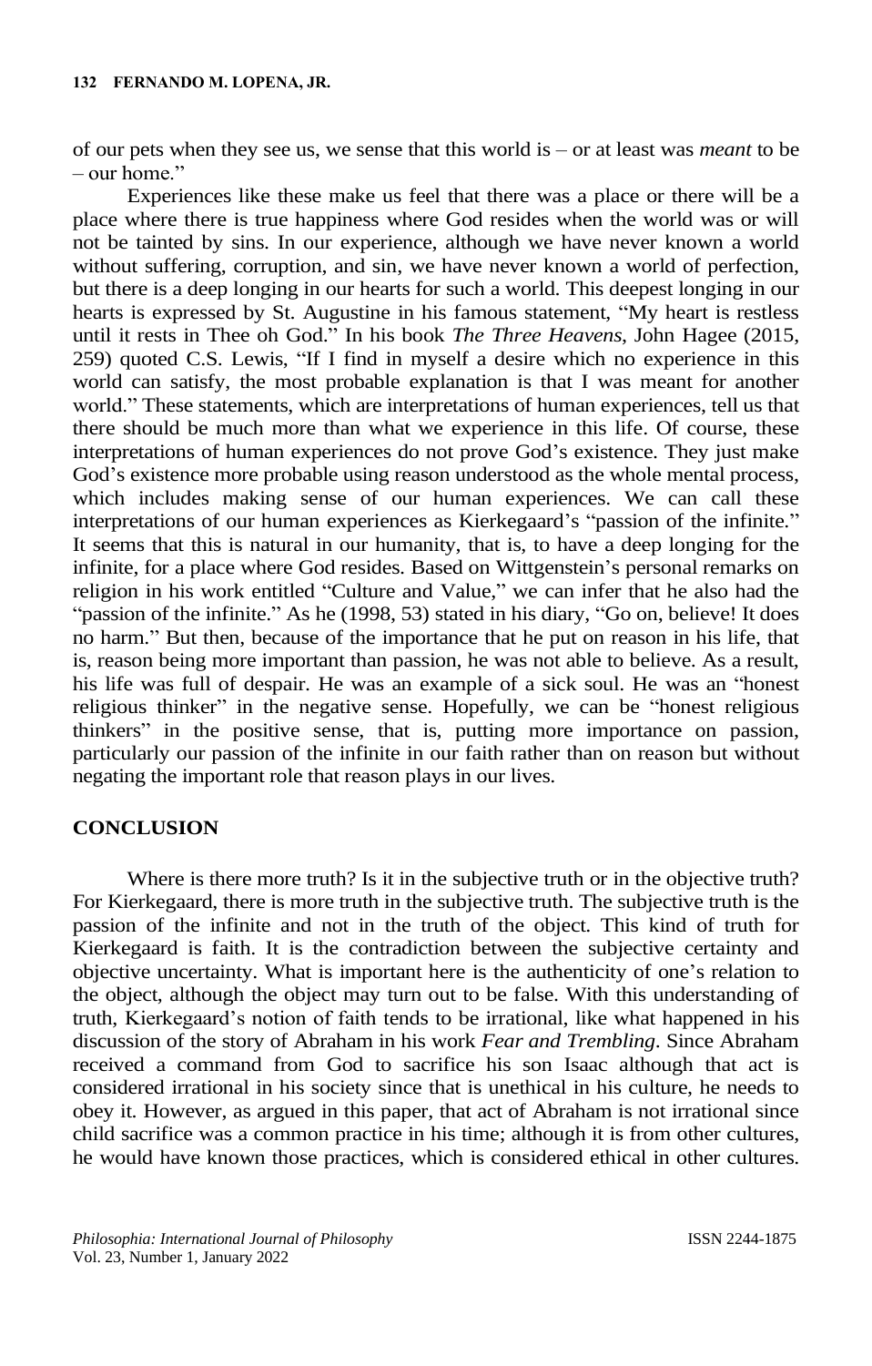of our pets when they see us, we sense that this world is – or at least was *meant* to be – our home."

Experiences like these make us feel that there was a place or there will be a place where there is true happiness where God resides when the world was or will not be tainted by sins. In our experience, although we have never known a world without suffering, corruption, and sin, we have never known a world of perfection, but there is a deep longing in our hearts for such a world. This deepest longing in our hearts is expressed by St. Augustine in his famous statement, "My heart is restless until it rests in Thee oh God." In his book *The Three Heavens*, John Hagee (2015, 259) quoted C.S. Lewis, "If I find in myself a desire which no experience in this world can satisfy, the most probable explanation is that I was meant for another world." These statements, which are interpretations of human experiences, tell us that there should be much more than what we experience in this life. Of course, these interpretations of human experiences do not prove God's existence. They just make God's existence more probable using reason understood as the whole mental process, which includes making sense of our human experiences. We can call these interpretations of our human experiences as Kierkegaard's "passion of the infinite." It seems that this is natural in our humanity, that is, to have a deep longing for the infinite, for a place where God resides. Based on Wittgenstein's personal remarks on religion in his work entitled "Culture and Value," we can infer that he also had the "passion of the infinite." As he (1998, 53) stated in his diary, "Go on, believe! It does no harm." But then, because of the importance that he put on reason in his life, that is, reason being more important than passion, he was not able to believe. As a result, his life was full of despair. He was an example of a sick soul. He was an "honest religious thinker" in the negative sense. Hopefully, we can be "honest religious thinkers" in the positive sense, that is, putting more importance on passion, particularly our passion of the infinite in our faith rather than on reason but without negating the important role that reason plays in our lives.

## CONCLUSION

Where is there more truth? Is it in the subjective truth or in the objective truth? For Kierkegaard, there is more truth in the subjective truth. The subjective truth is the passion of the infinite and not in the truth of the object. This kind of truth for Kierkegaard is faith. It is the contradiction between the subjective certainty and objective uncertainty. What is important here is the authenticity of one's relation to the object, although the object may turn out to be false. With this understanding of truth, Kierkegaard's notion of faith tends to be irrational, like what happened in his discussion of the story of Abraham in his work *Fear and Trembling*. Since Abraham received a command from God to sacrifice his son Isaac although that act is considered irrational in his society since that is unethical in his culture, he needs to obey it. However, as argued in this paper, that act of Abraham is not irrational since child sacrifice was a common practice in his time; although it is from other cultures, he would have known those practices, which is considered ethical in other cultures.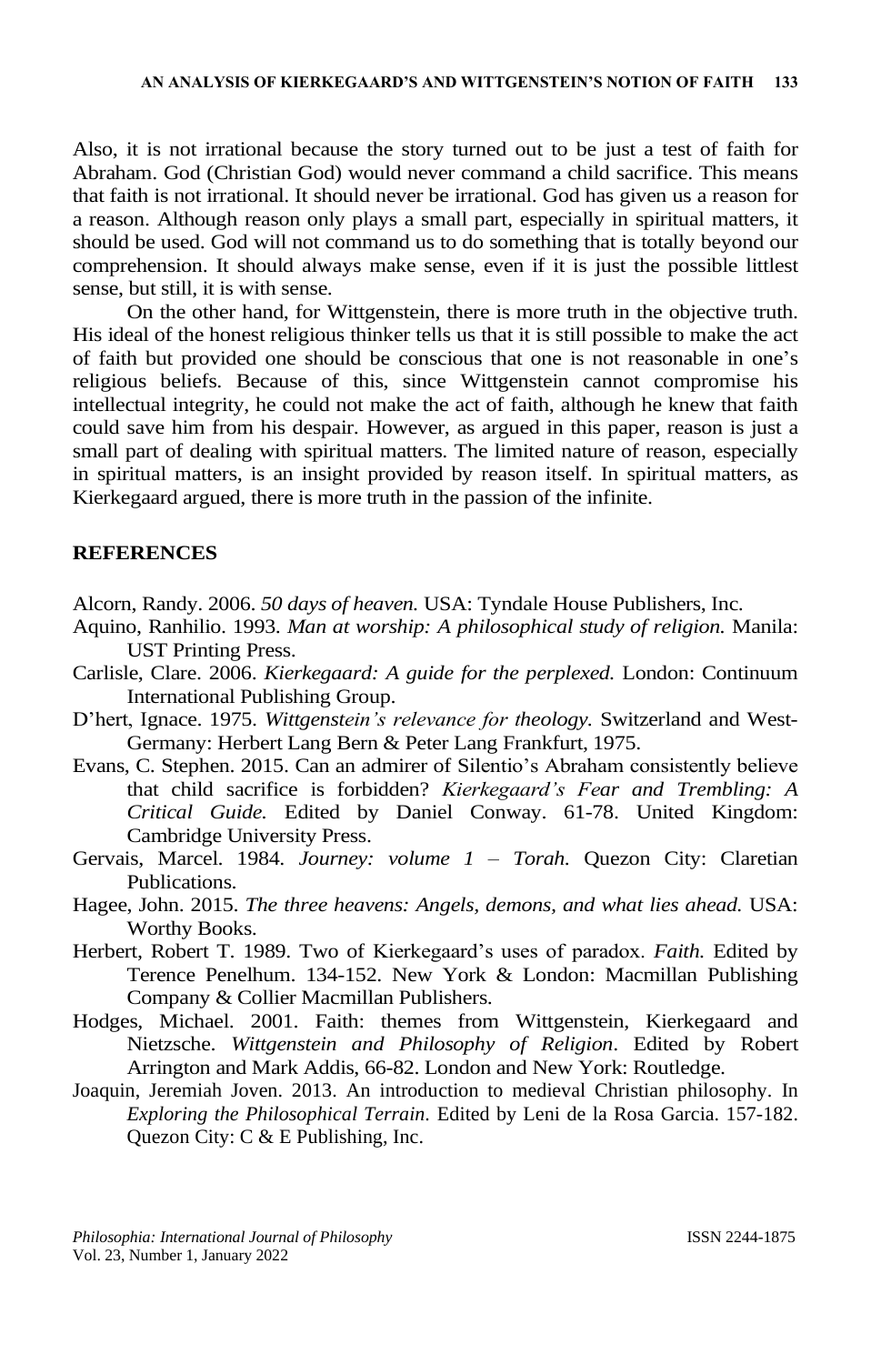Also, it is not irrational because the story turned out to be just a test of faith for Abraham. God (Christian God) would never command a child sacrifice. This means that faith is not irrational. It should never be irrational. God has given us a reason for a reason. Although reason only plays a small part, especially in spiritual matters, it should be used. God will not command us to do something that is totally beyond our comprehension. It should always make sense, even if it is just the possible littlest sense, but still, it is with sense.

On the other hand, for Wittgenstein, there is more truth in the objective truth. His ideal of the honest religious thinker tells us that it is still possible to make the act of faith but provided one should be conscious that one is not reasonable in one's religious beliefs. Because of this, since Wittgenstein cannot compromise his intellectual integrity, he could not make the act of faith, although he knew that faith could save him from his despair. However, as argued in this paper, reason is just a small part of dealing with spiritual matters. The limited nature of reason, especially in spiritual matters, is an insight provided by reason itself. In spiritual matters, as Kierkegaard argued, there is more truth in the passion of the infinite.

## REFERENCES

Alcorn, Randy. 2006. *50 days of heaven.* USA: Tyndale House Publishers, Inc.

Aquino, Ranhilio. 1993. *Man at worship: A philosophical study of religion.* Manila: UST Printing Press.

Carlisle, Clare. 2006. *Kierkegaard: A guide for the perplexed.* London: Continuum International Publishing Group.

D'hert, Ignace. 1975. *Wittgenstein's relevance for theology.* Switzerland and West-Germany: Herbert Lang Bern & Peter Lang Frankfurt, 1975.

Evans, C. Stephen. 2015. Can an admirer of Silentio's Abraham consistently believe that child sacrifice is forbidden? *Kierkegaard's Fear and Trembling: A Critical Guide.* Edited by Daniel Conway. 61-78. United Kingdom: Cambridge University Press.

Gervais, Marcel. 1984. *Journey: volume 1 – Torah.* Quezon City: Claretian Publications.

Hagee, John. 2015. *The three heavens: Angels, demons, and what lies ahead.* USA: Worthy Books.

Herbert, Robert T. 1989. Two of Kierkegaard's uses of paradox. *Faith.* Edited by Terence Penelhum. 134-152. New York & London: Macmillan Publishing Company & Collier Macmillan Publishers.

Hodges, Michael. 2001. Faith: themes from Wittgenstein, Kierkegaard and Nietzsche. *Wittgenstein and Philosophy of Religion*. Edited by Robert Arrington and Mark Addis, 66-82. London and New York: Routledge.

Joaquin, Jeremiah Joven. 2013. An introduction to medieval Christian philosophy. In *Exploring the Philosophical Terrain*. Edited by Leni de la Rosa Garcia. 157-182. Quezon City: C & E Publishing, Inc.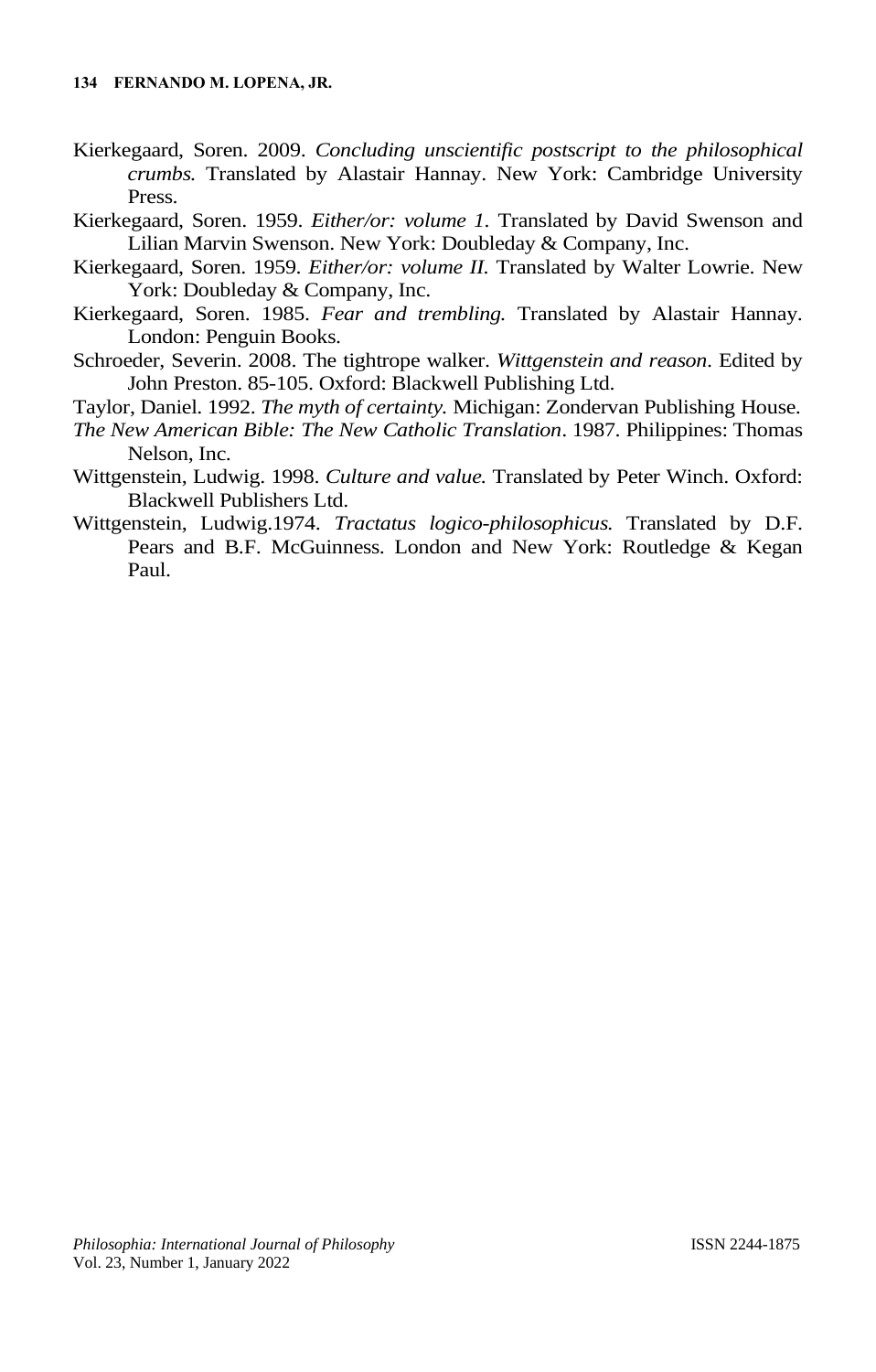Kierkegaard, Soren. 2009. *Concluding unscientific postscript to the philosophical crumbs.* Translated by Alastair Hannay. New York: Cambridge University Press.

Kierkegaard, Soren. 1959. *Either/or: volume 1*. Translated by David Swenson and Lilian Marvin Swenson. New York: Doubleday & Company, Inc.

Kierkegaard, Soren. 1959. *Either/or: volume II.* Translated by Walter Lowrie. New York: Doubleday & Company, Inc.

Kierkegaard, Soren. 1985. *Fear and trembling.* Translated by Alastair Hannay. London: Penguin Books.

Schroeder, Severin. 2008. The tightrope walker. *Wittgenstein and reason*. Edited by John Preston. 85-105. Oxford: Blackwell Publishing Ltd.

Taylor, Daniel. 1992. *The myth of certainty.* Michigan: Zondervan Publishing House.

*The New American Bible: The New Catholic Translation*. 1987. Philippines: Thomas Nelson, Inc.

Wittgenstein, Ludwig. 1998. *Culture and value.* Translated by Peter Winch. Oxford: Blackwell Publishers Ltd.

Wittgenstein, Ludwig.1974. *Tractatus logico-philosophicus.* Translated by D.F. Pears and B.F. McGuinness. London and New York: Routledge & Kegan Paul.